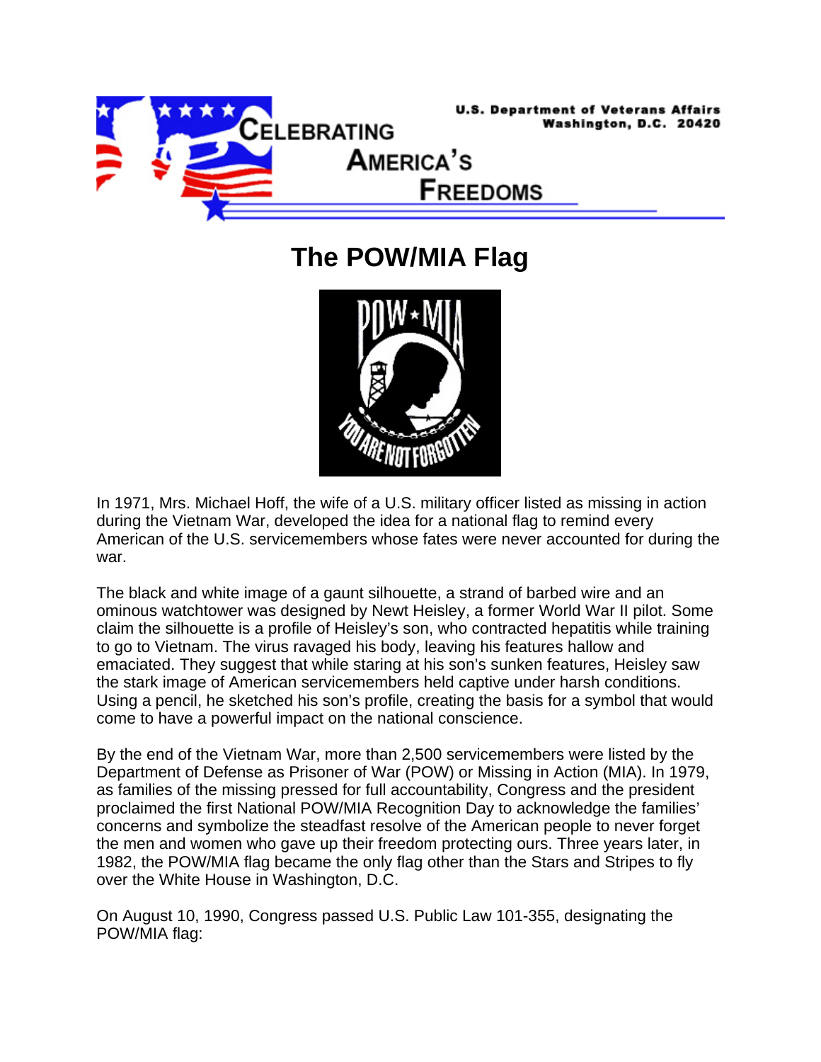U.S. Department of Veterans Affairs
Washington, D.C. 20420

CELEBRATING AMERICA'S FREEDOMS

# The POW/MIA Flag

In 1971, Mrs. Michael Hoff, the wife of a U.S. military officer listed as missing in action during the Vietnam War, developed the idea for a national flag to remind every American of the U.S. servicemembers whose fates were never accounted for during the war.

The black and white image of a gaunt silhouette, a strand of barbed wire and an ominous watchtower was designed by Newt Heisley, a former World War II pilot. Some claim the silhouette is a profile of Heisley's son, who contracted hepatitis while training to go to Vietnam. The virus ravaged his body, leaving his features hallow and emaciated. They suggest that while staring at his son's sunken features, Heisley saw the stark image of American servicemembers held captive under harsh conditions. Using a pencil, he sketched his son's profile, creating the basis for a symbol that would come to have a powerful impact on the national conscience.

By the end of the Vietnam War, more than 2,500 servicemembers were listed by the Department of Defense as Prisoner of War (POW) or Missing in Action (MIA). In 1979, as families of the missing pressed for full accountability, Congress and the president proclaimed the first National POW/MIA Recognition Day to acknowledge the families' concerns and symbolize the steadfast resolve of the American people to never forget the men and women who gave up their freedom protecting ours. Three years later, in 1982, the POW/MIA flag became the only flag other than the Stars and Stripes to fly over the White House in Washington, D.C.

On August 10, 1990, Congress passed U.S. Public Law 101-355, designating the POW/MIA flag: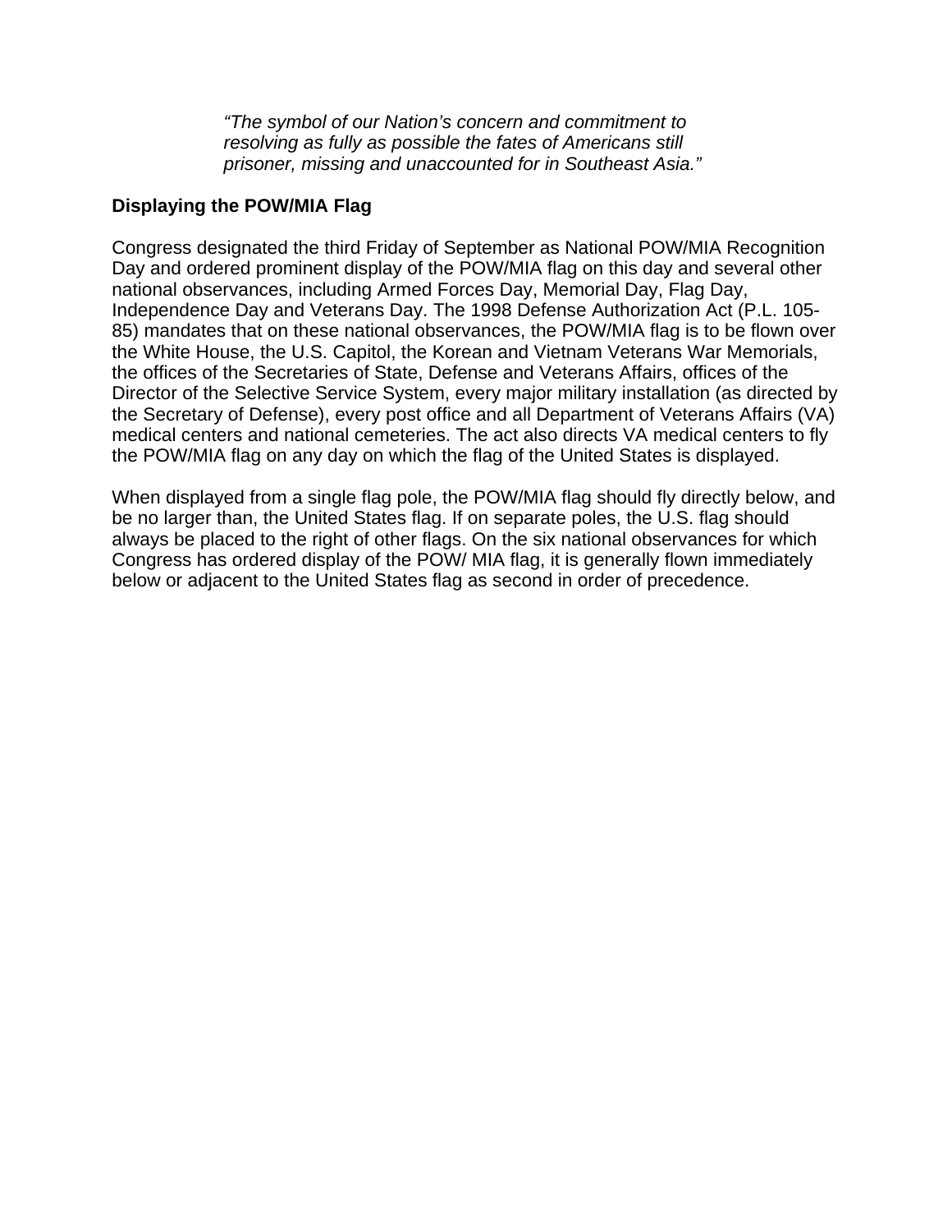*“The symbol of our Nation’s concern and commitment to resolving as fully as possible the fates of Americans still prisoner, missing and unaccounted for in Southeast Asia.”*

**Displaying the POW/MIA Flag**

Congress designated the third Friday of September as National POW/MIA Recognition Day and ordered prominent display of the POW/MIA flag on this day and several other national observances, including Armed Forces Day, Memorial Day, Flag Day, Independence Day and Veterans Day. The 1998 Defense Authorization Act (P.L. 105-85) mandates that on these national observances, the POW/MIA flag is to be flown over the White House, the U.S. Capitol, the Korean and Vietnam Veterans War Memorials, the offices of the Secretaries of State, Defense and Veterans Affairs, offices of the Director of the Selective Service System, every major military installation (as directed by the Secretary of Defense), every post office and all Department of Veterans Affairs (VA) medical centers and national cemeteries. The act also directs VA medical centers to fly the POW/MIA flag on any day on which the flag of the United States is displayed.

When displayed from a single flag pole, the POW/MIA flag should fly directly below, and be no larger than, the United States flag. If on separate poles, the U.S. flag should always be placed to the right of other flags. On the six national observances for which Congress has ordered display of the POW/ MIA flag, it is generally flown immediately below or adjacent to the United States flag as second in order of precedence.